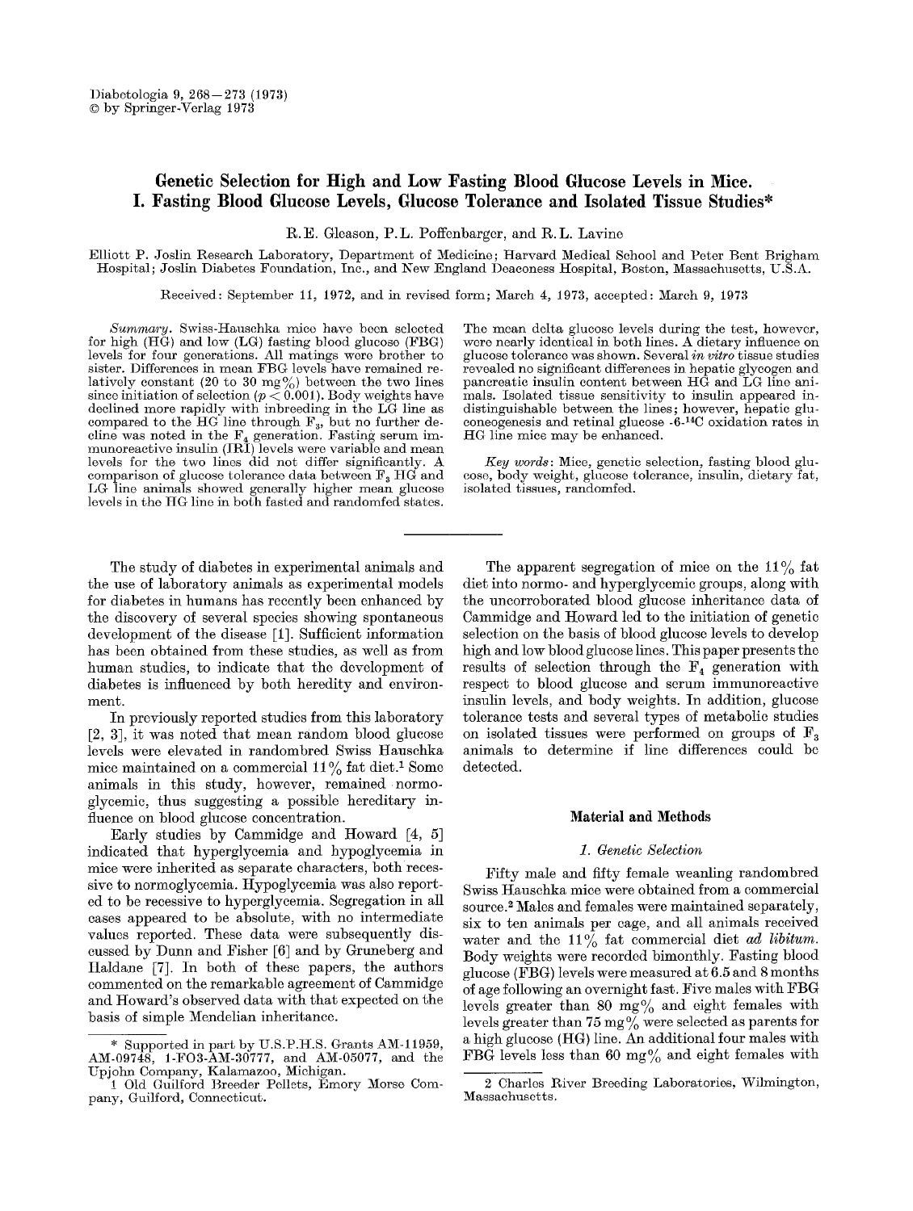# Genetic Selection for High and Low Fasting Blood Glucose Levels in Mice. I. Fasting Blood Glucose Levels, Glucose Tolerance and Isolated Tissue Studies*

R. E. Gleason, P. L. Poffenbarger, and R. L. Lavine

Elliott P. Joslin Research Laboratory, Department of Medicine; Harvard Medical School and Peter Bent Brigham Hospital; Joslin Diabetes Foundation, Inc., and New England Deaconess Hospital, Boston, Massachusetts, U.S.A.

Received: September 11, 1972, and in revised form; March 4, 1973, accepted: March 9, 1973

*Summary*. Swiss-Hauschka mice have been selected for high (HG) and low (LG) fasting blood glucose (FBG) levels for four generations. All matings were brother to sister. Differences in mean FBG levels have remained relatively constant (20 to 30 mg%) between the two lines since initiation of selection ($p < 0.001$). Body weights have declined more rapidly with inbreeding in the LG line as compared to the HG line through $F_3$, but no further decline was noted in the $F_4$ generation. Fasting serum immunoreactive insulin (IRI) levels were variable and mean levels for the two lines did not differ significantly. A comparison of glucose tolerance data between $F_3$ HG and LG line animals showed generally higher mean glucose levels in the HG line in both fasted and randomfed states. The mean delta glucose levels during the test, however, were nearly identical in both lines. A dietary influence on glucose tolerance was shown. Several *in vitro* tissue studies revealed no significant differences in hepatic glycogen and pancreatic insulin content between HG and LG line animals. Isolated tissue sensitivity to insulin appeared indistinguishable between the lines; however, hepatic gluconeogenesis and retinal glucose -6-$^{14}$C oxidation rates in HG line mice may be enhanced.

*Key words*: Mice, genetic selection, fasting blood glucose, body weight, glucose tolerance, insulin, dietary fat, isolated tissues, randomfed.

---

The study of diabetes in experimental animals and the use of laboratory animals as experimental models for diabetes in humans has recently been enhanced by the discovery of several species showing spontaneous development of the disease [1]. Sufficient information has been obtained from these studies, as well as from human studies, to indicate that the development of diabetes is influenced by both heredity and environment.

In previously reported studies from this laboratory [2, 3], it was noted that mean random blood glucose levels were elevated in randombred Swiss Hauschka mice maintained on a commercial 11% fat diet.[1] Some animals in this study, however, remained normoglycemic, thus suggesting a possible hereditary influence on blood glucose concentration.

Early studies by Cammidge and Howard [4, 5] indicated that hyperglycemia and hypoglycemia in mice were inherited as separate characters, both recessive to normoglycemia. Hypoglycemia was also reported to be recessive to hyperglycemia. Segregation in all cases appeared to be absolute, with no intermediate values reported. These data were subsequently discussed by Dunn and Fisher [6] and by Gruneberg and Haldane [7]. In both of these papers, the authors commented on the remarkable agreement of Cammidge and Howard's observed data with that expected on the basis of simple Mendelian inheritance.

The apparent segregation of mice on the 11% fat diet into normo- and hyperglycemic groups, along with the uncorroborated blood glucose inheritance data of Cammidge and Howard led to the initiation of genetic selection on the basis of blood glucose levels to develop high and low blood glucose lines. This paper presents the results of selection through the $F_4$ generation with respect to blood glucose and serum immunoreactive insulin levels, and body weights. In addition, glucose tolerance tests and several types of metabolic studies on isolated tissues were performed on groups of $F_3$ animals to determine if line differences could be detected.

## Material and Methods

### *1. Genetic Selection*

Fifty male and fifty female weanling randombred Swiss Hauschka mice were obtained from a commercial source.[2] Males and females were maintained separately, six to ten animals per cage, and all animals received water and the 11% fat commercial diet *ad libitum*. Body weights were recorded bimonthly. Fasting blood glucose (FBG) levels were measured at 6.5 and 8 months of age following an overnight fast. Five males with FBG levels greater than 80 mg% and eight females with levels greater than 75 mg% were selected as parents for a high glucose (HG) line. An additional four males with FBG levels less than 60 mg% and eight females with

---

\* Supported in part by U.S.P.H.S. Grants AM-11959, AM-09748, 1-FO3-AM-30777, and AM-05077, and the Upjohn Company, Kalamazoo, Michigan.

1 Old Guilford Breeder Pellets, Emory Morse Company, Guilford, Connecticut.

2 Charles River Breeding Laboratories, Wilmington, Massachusetts.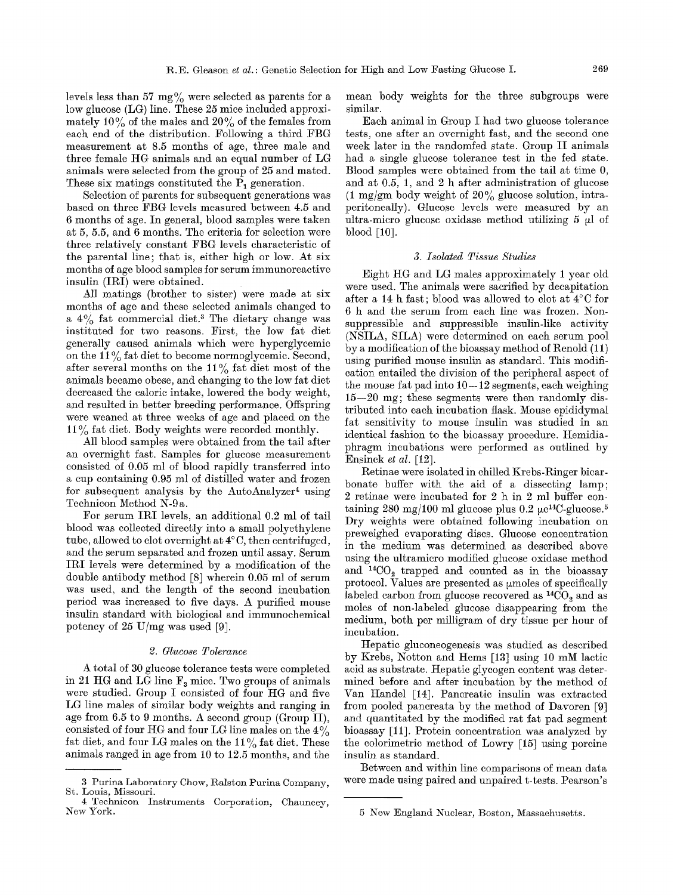levels less than 57 mg% were selected as parents for a low glucose (LG) line. These 25 mice included approximately 10% of the males and 20% of the females from each end of the distribution. Following a third FBG measurement at 8.5 months of age, three male and three female HG animals and an equal number of LG animals were selected from the group of 25 and mated. These six matings constituted the $P_1$ generation.

Selection of parents for subsequent generations was based on three FBG levels measured between 4.5 and 6 months of age. In general, blood samples were taken at 5, 5.5, and 6 months. The criteria for selection were three relatively constant FBG levels characteristic of the parental line; that is, either high or low. At six months of age blood samples for serum immunoreactive insulin (IRI) were obtained.

All matings (brother to sister) were made at six months of age and these selected animals changed to a 4% fat commercial diet.[3] The dietary change was instituted for two reasons. First, the low fat diet generally caused animals which were hyperglycemic on the 11% fat diet to become normoglycemic. Second, after several months on the 11% fat diet most of the animals became obese, and changing to the low fat diet decreased the caloric intake, lowered the body weight, and resulted in better breeding performance. Offspring were weaned at three weeks of age and placed on the 11% fat diet. Body weights were recorded monthly.

All blood samples were obtained from the tail after an overnight fast. Samples for glucose measurement consisted of 0.05 ml of blood rapidly transferred into a cup containing 0.95 ml of distilled water and frozen for subsequent analysis by the AutoAnalyzer[4] using Technicon Method N-9a.

For serum IRI levels, an additional 0.2 ml of tail blood was collected directly into a small polyethylene tube, allowed to clot overnight at 4°C, then centrifuged, and the serum separated and frozen until assay. Serum IRI levels were determined by a modification of the double antibody method [8] wherein 0.05 ml of serum was used, and the length of the second incubation period was increased to five days. A purified mouse insulin standard with biological and immunochemical potency of 25 U/mg was used [9].

### *2. Glucose Tolerance*

A total of 30 glucose tolerance tests were completed in 21 HG and LG line $F_3$ mice. Two groups of animals were studied. Group I consisted of four HG and five LG line males of similar body weights and ranging in age from 6.5 to 9 months. A second group (Group II), consisted of four HG and four LG line males on the 4% fat diet, and four LG males on the 11% fat diet. These animals ranged in age from 10 to 12.5 months, and the mean body weights for the three subgroups were similar.

Each animal in Group I had two glucose tolerance tests, one after an overnight fast, and the second one week later in the randomfed state. Group II animals had a single glucose tolerance test in the fed state. Blood samples were obtained from the tail at time 0, and at 0.5, 1, and 2 h after administration of glucose (1 mg/gm body weight of 20% glucose solution, intraperitoneally). Glucose levels were measured by an ultra-micro glucose oxidase method utilizing 5 µl of blood [10].

### *3. Isolated Tissue Studies*

Eight HG and LG males approximately 1 year old were used. The animals were sacrified by decapitation after a 14 h fast; blood was allowed to clot at 4°C for 6 h and the serum from each line was frozen. Nonsuppressible and suppressible insulin-like activity (NSILA, SILA) were determined on each serum pool by a modification of the bioassay method of Renold (11) using purified mouse insulin as standard. This modification entailed the division of the peripheral aspect of the mouse fat pad into 10–12 segments, each weighing 15–20 mg; these segments were then randomly distributed into each incubation flask. Mouse epididymal fat sensitivity to mouse insulin was studied in an identical fashion to the bioassay procedure. Hemidiaphragm incubations were performed as outlined by Ensinck *et al.* [12].

Retinae were isolated in chilled Krebs-Ringer bicarbonate buffer with the aid of a dissecting lamp; 2 retinae were incubated for 2 h in 2 ml buffer containing 280 mg/100 ml glucose plus 0.2 $\mu c^{14}C$-glucose.[5] Dry weights were obtained following incubation on preweighed evaporating discs. Glucose concentration in the medium was determined as described above using the ultramicro modified glucose oxidase method and $^{14}CO_2$ trapped and counted as in the bioassay protocol. Values are presented as µmoles of specifically labeled carbon from glucose recovered as $^{14}CO_2$ and as moles of non-labeled glucose disappearing from the medium, both per milligram of dry tissue per hour of incubation.

Hepatic gluconeogenesis was studied as described by Krebs, Notton and Hems [13] using 10 mM lactic acid as substrate. Hepatic glycogen content was determined before and after incubation by the method of Van Handel [14]. Pancreatic insulin was extracted from pooled pancreata by the method of Davoren [9] and quantitated by the modified rat fat pad segment bioassay [11]. Protein concentration was analyzed by the colorimetric method of Lowry [15] using porcine insulin as standard.

Between and within line comparisons of mean data were made using paired and unpaired t-tests. Pearson's

---

[3] Purina Laboratory Chow, Ralston Purina Company, St. Louis, Missouri.

[4] Technicon Instruments Corporation, Chauncey, New York.

[5] New England Nuclear, Boston, Massachusetts.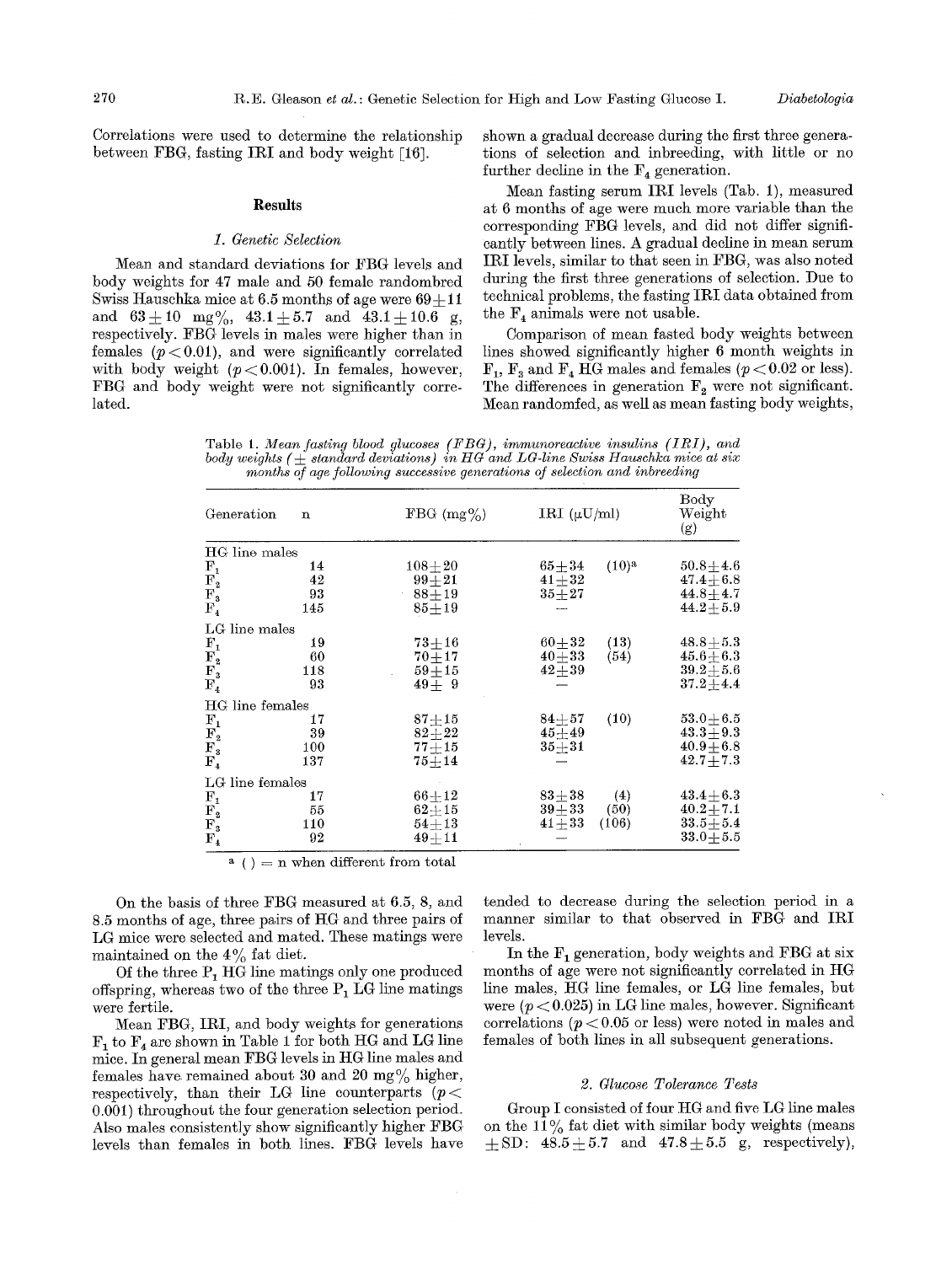Correlations were used to determine the relationship between FBG, fasting IRI and body weight [16].

## Results

### 1. Genetic Selection

Mean and standard deviations for FBG levels and body weights for 47 male and 50 female randombred Swiss Hauschka mice at 6.5 months of age were $69 \pm 11$ and $63 \pm 10$ mg%, $43.1 \pm 5.7$ and $43.1 \pm 10.6$ g, respectively. FBG levels in males were higher than in females ($p < 0.01$), and were significantly correlated with body weight ($p < 0.001$). In females, however, FBG and body weight were not significantly correlated.

On the basis of three FBG measured at 6.5, 8, and 8.5 months of age, three pairs of HG and three pairs of LG mice were selected and mated. These matings were maintained on the 4% fat diet.

Of the three $P_1$ HG line matings only one produced offspring, whereas two of the three $P_1$ LG line matings were fertile.

Mean FBG, IRI, and body weights for generations $F_1$ to $F_4$ are shown in Table 1 for both HG and LG line mice. In general mean FBG levels in HG line males and females have remained about 30 and 20 mg% higher, respectively, than their LG line counterparts ($p < 0.001$) throughout the four generation selection period. Also males consistently show significantly higher FBG levels than females in both lines. FBG levels have shown a gradual decrease during the first three generations of selection and inbreeding, with little or no further decline in the $F_4$ generation.

Mean fasting serum IRI levels (Tab. 1), measured at 6 months of age were much more variable than the corresponding FBG levels, and did not differ significantly between lines. A gradual decline in mean serum IRI levels, similar to that seen in FBG, was also noted during the first three generations of selection. Due to technical problems, the fasting IRI data obtained from the $F_4$ animals were not usable.

Comparison of mean fasted body weights between lines showed significantly higher 6 month weights in $F_1$, $F_3$ and $F_4$ HG males and females ($p < 0.02$ or less). The differences in generation $F_2$ were not significant. Mean randomfed, as well as mean fasting body weights, tended to decrease during the selection period in a manner similar to that observed in FBG and IRI levels.

Table 1. *Mean fasting blood glucoses (FBG), immunoreactive insulins (IRI), and body weights (± standard deviations) in HG and LG-line Swiss Hauschka mice at six months of age following successive generations of selection and inbreeding*

| Generation | n | FBG (mg%) | IRI (μU/ml) | | Body Weight (g) |
|---|---|---|---|---|---|
| **HG line males** | | | | | |
| $F_1$ | 14 | $108 \pm 20$ | $65 \pm 34$ | (10)[a] | $50.8 \pm 4.6$ |
| $F_2$ | 42 | $99 \pm 21$ | $41 \pm 32$ | | $47.4 \pm 6.8$ |
| $F_3$ | 93 | $88 \pm 19$ | $35 \pm 27$ | | $44.8 \pm 4.7$ |
| $F_4$ | 145 | $85 \pm 19$ | — | | $44.2 \pm 5.9$ |
| **LG line males** | | | | | |
| $F_1$ | 19 | $73 \pm 16$ | $60 \pm 32$ | (13) | $48.8 \pm 5.3$ |
| $F_2$ | 60 | $70 \pm 17$ | $40 \pm 33$ | (54) | $45.6 \pm 6.3$ |
| $F_3$ | 118 | $59 \pm 15$ | $42 \pm 39$ | | $39.2 \pm 5.6$ |
| $F_4$ | 93 | $49 \pm 9$ | — | | $37.2 \pm 4.4$ |
| **HG line females** | | | | | |
| $F_1$ | 17 | $87 \pm 15$ | $84 \pm 57$ | (10) | $53.0 \pm 6.5$ |
| $F_2$ | 39 | $82 \pm 22$ | $45 \pm 49$ | | $43.3 \pm 9.3$ |
| $F_3$ | 100 | $77 \pm 15$ | $35 \pm 31$ | | $40.9 \pm 6.8$ |
| $F_4$ | 137 | $75 \pm 14$ | — | | $42.7 \pm 7.3$ |
| **LG line females** | | | | | |
| $F_1$ | 17 | $66 \pm 12$ | $83 \pm 38$ | (4) | $43.4 \pm 6.3$ |
| $F_2$ | 55 | $62 \pm 15$ | $39 \pm 33$ | (50) | $40.2 \pm 7.1$ |
| $F_3$ | 110 | $54 \pm 13$ | $41 \pm 33$ | (106) | $33.5 \pm 5.4$ |
| $F_4$ | 92 | $49 \pm 11$ | — | | $33.0 \pm 5.5$ |

[a] ( ) = n when different from total

In the $F_1$ generation, body weights and FBG at six months of age were not significantly correlated in HG line males, HG line females, or LG line females, but were ($p < 0.025$) in LG line males, however. Significant correlations ($p < 0.05$ or less) were noted in males and females of both lines in all subsequent generations.

### 2. Glucose Tolerance Tests

Group I consisted of four HG and five LG line males on the 11% fat diet with similar body weights (means ±SD: $48.5 \pm 5.7$ and $47.8 \pm 5.5$ g, respectively),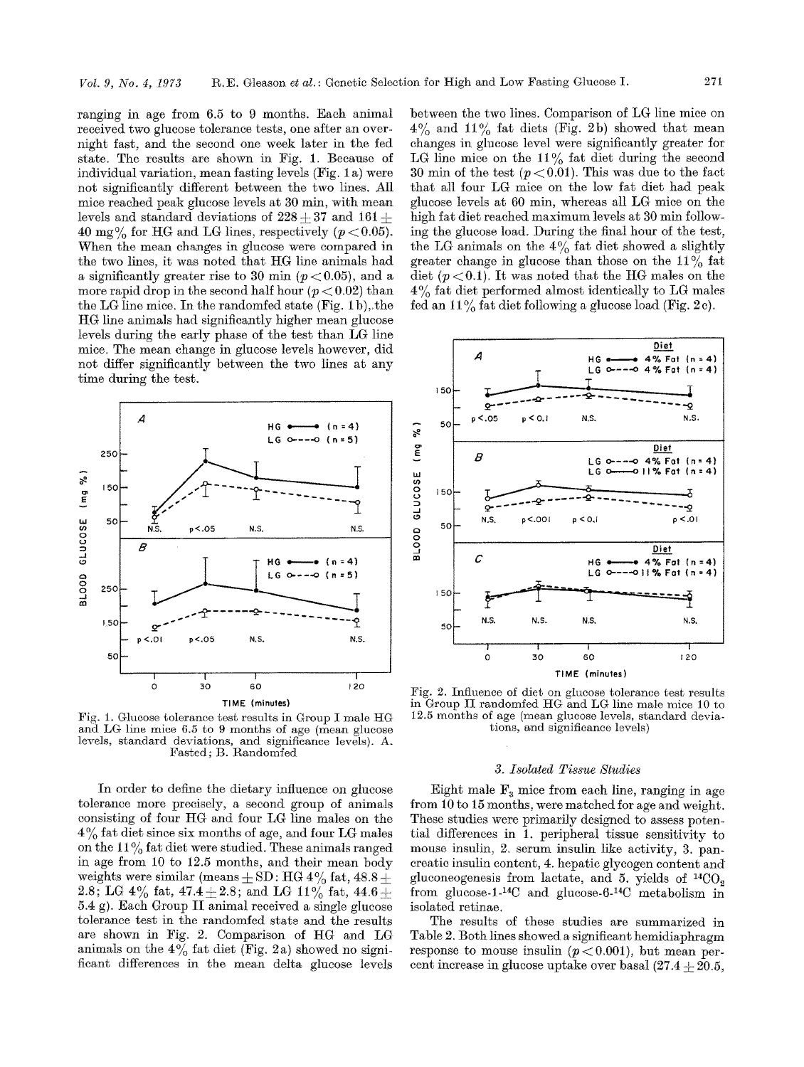ranging in age from 6.5 to 9 months. Each animal received two glucose tolerance tests, one after an overnight fast, and the second one week later in the fed state. The results are shown in Fig. 1. Because of individual variation, mean fasting levels (Fig. 1a) were not significantly different between the two lines. All mice reached peak glucose levels at 30 min, with mean levels and standard deviations of $228 \pm 37$ and $161 \pm 40$ mg% for HG and LG lines, respectively ($p < 0.05$). When the mean changes in glucose were compared in the two lines, it was noted that HG line animals had a significantly greater rise to 30 min ($p < 0.05$), and a more rapid drop in the second half hour ($p < 0.02$) than the LG line mice. In the randomfed state (Fig. 1b), the HG line animals had significantly higher mean glucose levels during the early phase of the test than LG line mice. The mean change in glucose levels however, did not differ significantly between the two lines at any time during the test.

Fig. 1. Glucose tolerance test results in Group I male HG and LG line mice 6.5 to 9 months of age (mean glucose levels, standard deviations, and significance levels). A. Fasted; B. Randomfed

In order to define the dietary influence on glucose tolerance more precisely, a second group of animals consisting of four HG and four LG line males on the 4% fat diet since six months of age, and four LG males on the 11% fat diet were studied. These animals ranged in age from 10 to 12.5 months, and their mean body weights were similar (means ± SD: HG 4% fat, $48.8 \pm 2.8$; LG 4% fat, $47.4 \pm 2.8$; and LG 11% fat, $44.6 \pm 5.4$ g). Each Group II animal received a single glucose tolerance test in the randomfed state and the results are shown in Fig. 2. Comparison of HG and LG animals on the 4% fat diet (Fig. 2a) showed no significant differences in the mean delta glucose levels between the two lines. Comparison of LG line mice on 4% and 11% fat diets (Fig. 2b) showed that mean changes in glucose level were significantly greater for LG line mice on the 11% fat diet during the second 30 min of the test ($p < 0.01$). This was due to the fact that all four LG mice on the low fat diet had peak glucose levels at 60 min, whereas all LG mice on the high fat diet reached maximum levels at 30 min following the glucose load. During the final hour of the test, the LG animals on the 4% fat diet showed a slightly greater change in glucose than those on the 11% fat diet ($p < 0.1$). It was noted that the HG males on the 4% fat diet performed almost identically to LG males fed an 11% fat diet following a glucose load (Fig. 2c).

Fig. 2. Influence of diet on glucose tolerance test results in Group II randomfed HG and LG line male mice 10 to 12.5 months of age (mean glucose levels, standard deviations, and significance levels)

### 3. Isolated Tissue Studies

Eight male $F_3$ mice from each line, ranging in age from 10 to 15 months, were matched for age and weight. These studies were primarily designed to assess potential differences in 1. peripheral tissue sensitivity to mouse insulin, 2. serum insulin like activity, 3. pancreatic insulin content, 4. hepatic glycogen content and gluconeogenesis from lactate, and 5. yields of $^{14}CO_2$ from glucose-1-$^{14}$C and glucose-6-$^{14}$C metabolism in isolated retinae.

The results of these studies are summarized in Table 2. Both lines showed a significant hemidiaphragm response to mouse insulin ($p < 0.001$), but mean percent increase in glucose uptake over basal ($27.4 \pm 20.5$,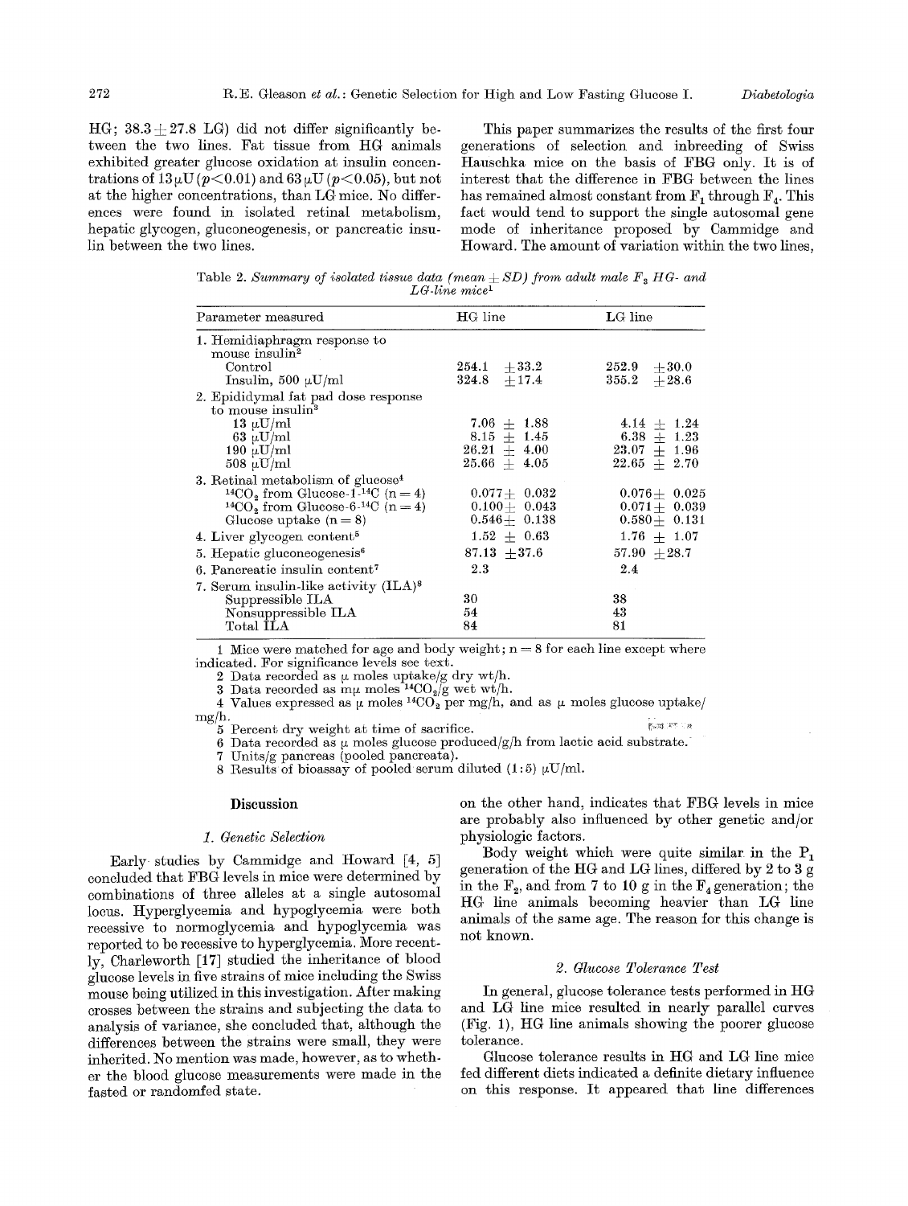HG; 38.3 ± 27.8 LG) did not differ significantly between the two lines. Fat tissue from HG animals exhibited greater glucose oxidation at insulin concentrations of 13 μU ($p<0.01$) and 63 μU ($p<0.05$), but not at the higher concentrations, than LG mice. No differences were found in isolated retinal metabolism, hepatic glycogen, gluconeogenesis, or pancreatic insulin between the two lines.

This paper summarizes the results of the first four generations of selection and inbreeding of Swiss Hauschka mice on the basis of FBG only. It is of interest that the difference in FBG between the lines has remained almost constant from $F_1$ through $F_4$. This fact would tend to support the single autosomal gene mode of inheritance proposed by Cammidge and Howard. The amount of variation within the two lines, on the other hand, indicates that FBG levels in mice are probably also influenced by other genetic and/or physiologic factors.

Table 2. *Summary of isolated tissue data (mean ± SD) from adult male $F_3$ HG- and LG-line mice*[1]

| Parameter measured | HG line | LG line |
|---|---|---|
| 1. Hemidiaphragm response to mouse insulin[2] | | |
| Control | 254.1 ± 33.2 | 252.9 ± 30.0 |
| Insulin, 500 μU/ml | 324.8 ± 17.4 | 355.2 ± 28.6 |
| 2. Epididymal fat pad dose response to mouse insulin[3] | | |
| 13 μU/ml | 7.06 ± 1.88 | 4.14 ± 1.24 |
| 63 μU/ml | 8.15 ± 1.45 | 6.38 ± 1.23 |
| 190 μU/ml | 26.21 ± 4.00 | 23.07 ± 1.96 |
| 508 μU/ml | 25.66 ± 4.05 | 22.65 ± 2.70 |
| 3. Retinal metabolism of glucose[4] | | |
| $^{14}CO_2$ from Glucose-1-$^{14}$C (n = 4) | 0.077 ± 0.032 | 0.076 ± 0.025 |
| $^{14}CO_2$ from Glucose-6-$^{14}$C (n = 4) | 0.100 ± 0.043 | 0.071 ± 0.039 |
| Glucose uptake (n = 8) | 0.546 ± 0.138 | 0.580 ± 0.131 |
| 4. Liver glycogen content[5] | 1.52 ± 0.63 | 1.76 ± 1.07 |
| 5. Hepatic gluconeogenesis[6] | 87.13 ± 37.6 | 57.90 ± 28.7 |
| 6. Pancreatic insulin content[7] | 2.3 | 2.4 |
| 7. Serum insulin-like activity (ILA)[8] | | |
| Suppressible ILA | 30 | 38 |
| Nonsuppressible ILA | 54 | 43 |
| Total ILA | 84 | 81 |

1 Mice were matched for age and body weight; n = 8 for each line except where indicated. For significance levels see text.
2 Data recorded as μ moles uptake/g dry wt/h.
3 Data recorded as mμ moles $^{14}CO_2$/g wet wt/h.
4 Values expressed as μ moles $^{14}CO_2$ per mg/h, and as μ moles glucose uptake/mg/h.
5 Percent dry weight at time of sacrifice.
6 Data recorded as μ moles glucose produced/g/h from lactic acid substrate.
7 Units/g pancreas (pooled pancreata).
8 Results of bioassay of pooled serum diluted (1:5) μU/ml.

Body weight which were quite similar in the $P_1$ generation of the HG and LG lines, differed by 2 to 3 g in the $F_2$, and from 7 to 10 g in the $F_4$ generation; the HG line animals becoming heavier than LG line animals of the same age. The reason for this change is not known.

## Discussion

### 1. Genetic Selection

Early studies by Cammidge and Howard [4, 5] concluded that FBG levels in mice were determined by combinations of three alleles at a single autosomal locus. Hyperglycemia and hypoglycemia were both recessive to normoglycemia and hypoglycemia was reported to be recessive to hyperglycemia. More recently, Charleworth [17] studied the inheritance of blood glucose levels in five strains of mice including the Swiss mouse being utilized in this investigation. After making crosses between the strains and subjecting the data to analysis of variance, she concluded that, although the differences between the strains were small, they were inherited. No mention was made, however, as to whether the blood glucose measurements were made in the fasted or randomfed state.

### 2. Glucose Tolerance Test

In general, glucose tolerance tests performed in HG and LG line mice resulted in nearly parallel curves (Fig. 1), HG line animals showing the poorer glucose tolerance.

Glucose tolerance results in HG and LG line mice fed different diets indicated a definite dietary influence on this response. It appeared that line differences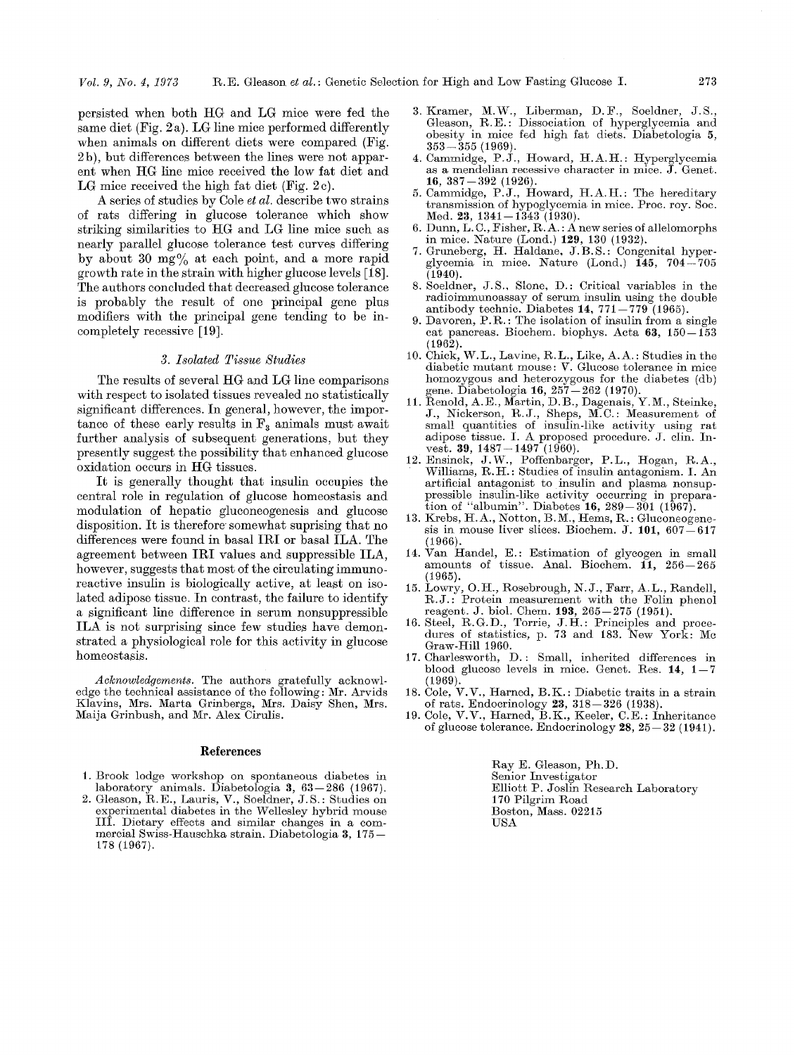persisted when both HG and LG mice were fed the same diet (Fig. 2a). LG line mice performed differently when animals on different diets were compared (Fig. 2b), but differences between the lines were not apparent when HG line mice received the low fat diet and LG mice received the high fat diet (Fig. 2c).

A series of studies by Cole *et al.* describe two strains of rats differing in glucose tolerance which show striking similarities to HG and LG line mice such as nearly parallel glucose tolerance test curves differing by about 30 mg% at each point, and a more rapid growth rate in the strain with higher glucose levels [18]. The authors concluded that decreased glucose tolerance is probably the result of one principal gene plus modifiers with the principal gene tending to be incompletely recessive [19].

### *3. Isolated Tissue Studies*

The results of several HG and LG line comparisons with respect to isolated tissues revealed no statistically significant differences. In general, however, the importance of these early results in $F_3$ animals must await further analysis of subsequent generations, but they presently suggest the possibility that enhanced glucose oxidation occurs in HG tissues.

It is generally thought that insulin occupies the central role in regulation of glucose homeostasis and modulation of hepatic gluconeogenesis and glucose disposition. It is therefore somewhat suprising that no differences were found in basal IRI or basal ILA. The agreement between IRI values and suppressible ILA, however, suggests that most of the circulating immunoreactive insulin is biologically active, at least on isolated adipose tissue. In contrast, the failure to identify a significant line difference in serum nonsuppressible ILA is not surprising since few studies have demonstrated a physiological role for this activity in glucose homeostasis.

*Acknowledgements.* The authors gratefully acknowledge the technical assistance of the following: Mr. Arvids Klavins, Mrs. Marta Grinbergs, Mrs. Daisy Shen, Mrs. Maija Grinbush, and Mr. Alex Cirulis.

## References

1. Brook lodge workshop on spontaneous diabetes in laboratory animals. Diabetologia **3**, 63—286 (1967).
2. Gleason, R.E., Lauris, V., Soeldner, J.S.: Studies on experimental diabetes in the Wellesley hybrid mouse III. Dietary effects and similar changes in a commercial Swiss-Hauschka strain. Diabetologia **3**, 175—178 (1967).
3. Kramer, M.W., Liberman, D.F., Soeldner, J.S., Gleason, R.E.: Dissociation of hyperglycemia and obesity in mice fed high fat diets. Diabetologia **5**, 353—355 (1969).
4. Cammidge, P.J., Howard, H.A.H.: Hyperglycemia as a mendelian recessive character in mice. J. Genet. **16**, 387—392 (1926).
5. Cammidge, P.J., Howard, H.A.H.: The hereditary transmission of hypoglycemia in mice. Proc. roy. Soc. Med. **23**, 1341—1343 (1930).
6. Dunn, L.C., Fisher, R.A.: A new series of allelomorphs in mice. Nature (Lond.) **129**, 130 (1932).
7. Gruneberg, H. Haldane, J.B.S.: Congenital hyperglycemia in mice. Nature (Lond.) **145**, 704—705 (1940).
8. Soeldner, J.S., Slone, D.: Critical variables in the radioimmunoassay of serum insulin using the double antibody technic. Diabetes **14**, 771—779 (1965).
9. Davoren, P.R.: The isolation of insulin from a single cat pancreas. Biochem. biophys. Acta **63**, 150—153 (1962).
10. Chick, W.L., Lavine, R.L., Like, A.A.: Studies in the diabetic mutant mouse: V. Glucose tolerance in mice homozygous and heterozygous for the diabetes (db) gene. Diabetologia **16**, 257—262 (1970).
11. Renold, A.E., Martin, D.B., Dagenais, Y.M., Steinke, J., Nickerson, R.J., Sheps, M.C.: Measurement of small quantities of insulin-like activity using rat adipose tissue. I. A proposed procedure. J. clin. Invest. **39**, 1487—1497 (1960).
12. Ensinck, J.W., Poffenbarger, P.L., Hogan, R.A., Williams, R.H.: Studies of insulin antagonism. I. An artificial antagonist to insulin and plasma nonsuppressible insulin-like activity occurring in preparation of "albumin". Diabetes **16**, 289—301 (1967).
13. Krebs, H.A., Notton, B.M., Hems, R.: Gluconeogenesis in mouse liver slices. Biochem. J. **101**, 607—617 (1966).
14. Van Handel, E.: Estimation of glycogen in small amounts of tissue. Anal. Biochem. **11**, 256—265 (1965).
15. Lowry, O.H., Rosebrough, N.J., Farr, A.L., Randell, R.J.: Protein measurement with the Folin phenol reagent. J. biol. Chem. **193**, 265—275 (1951).
16. Steel, R.G.D., Torrie, J.H.: Principles and procedures of statistics, p. 73 and 183. New York: Mc Graw-Hill 1960.
17. Charlesworth, D.: Small, inherited differences in blood glucose levels in mice. Genet. Res. **14**, 1—7 (1969).
18. Cole, V.V., Harned, B.K.: Diabetic traits in a strain of rats. Endocrinology **23**, 318—326 (1938).
19. Cole, V.V., Harned, B.K., Keeler, C.E.: Inheritance of glucose tolerance. Endocrinology **28**, 25—32 (1941).

Ray E. Gleason, Ph.D.
Senior Investigator
Elliott P. Joslin Research Laboratory
170 Pilgrim Road
Boston, Mass. 02215
USA